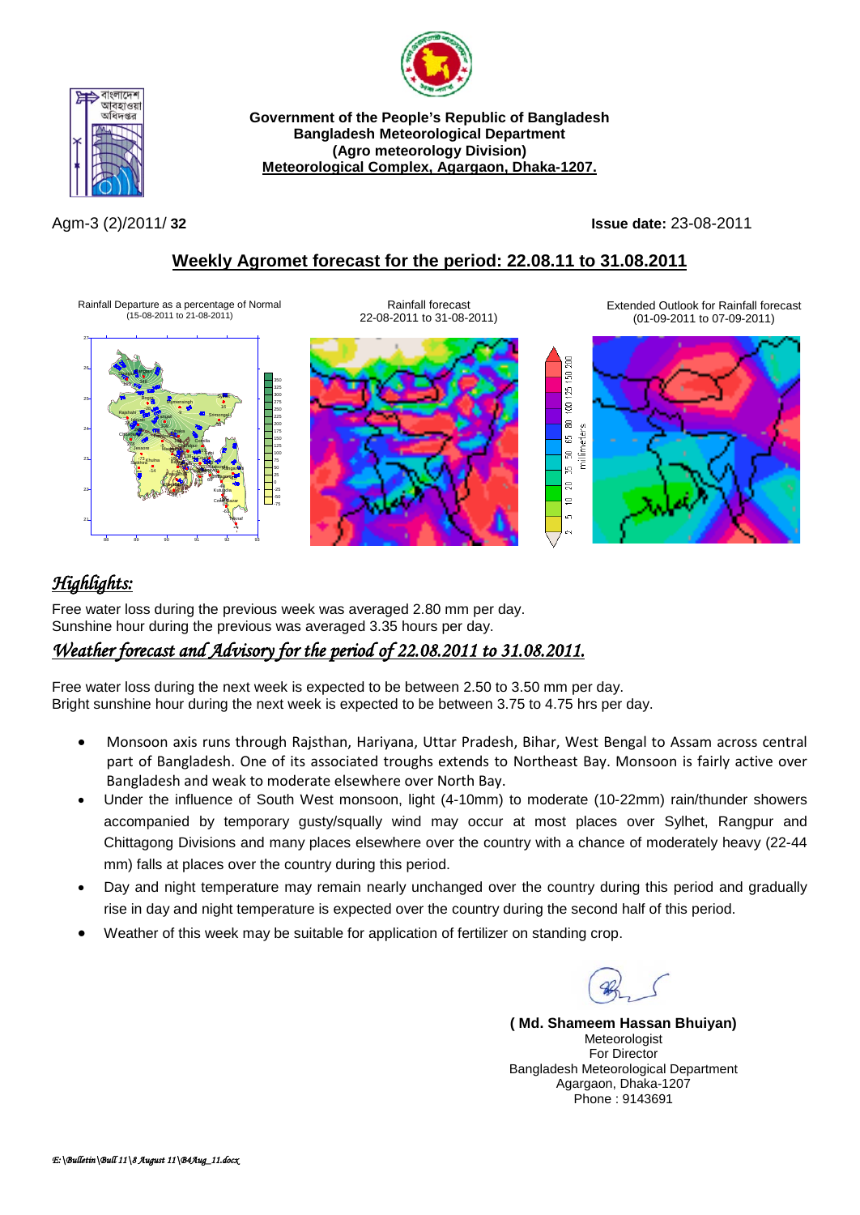**Government of the People's Republic of Bangladesh**
**Bangladesh Meteorological Department**
**(Agro meteorology Division)**
**Meteorological Complex, Agargaon, Dhaka-1207.**

Agm-3 (2)/2011/ **32**

**Issue date:** 23-08-2011

## Weekly Agromet forecast for the period: 22.08.11 to 31.08.2011

Rainfall Departure as a percentage of Normal (15-08-2011 to 21-08-2011)

Rainfall forecast 22-08-2011 to 31-08-2011)

Extended Outlook for Rainfall forecast (01-09-2011 to 07-09-2011)

## *Highlights:*

Free water loss during the previous week was averaged 2.80 mm per day.
Sunshine hour during the previous was averaged 3.35 hours per day.

## *Weather forecast and Advisory for the period of 22.08.2011 to 31.08.2011.*

Free water loss during the next week is expected to be between 2.50 to 3.50 mm per day.
Bright sunshine hour during the next week is expected to be between 3.75 to 4.75 hrs per day.

- Monsoon axis runs through Rajsthan, Hariyana, Uttar Pradesh, Bihar, West Bengal to Assam across central part of Bangladesh. One of its associated troughs extends to Northeast Bay. Monsoon is fairly active over Bangladesh and weak to moderate elsewhere over North Bay.
- Under the influence of South West monsoon, light (4-10mm) to moderate (10-22mm) rain/thunder showers accompanied by temporary gusty/squally wind may occur at most places over Sylhet, Rangpur and Chittagong Divisions and many places elsewhere over the country with a chance of moderately heavy (22-44 mm) falls at places over the country during this period.
- Day and night temperature may remain nearly unchanged over the country during this period and gradually rise in day and night temperature is expected over the country during the second half of this period.
- Weather of this week may be suitable for application of fertilizer on standing crop.

**( Md. Shameem Hassan Bhuiyan)**
Meteorologist
For Director
Bangladesh Meteorological Department
Agargaon, Dhaka-1207
Phone : 9143691

*E:\Bulletin\Bull 11\8 August 11\B4Aug_11.docx*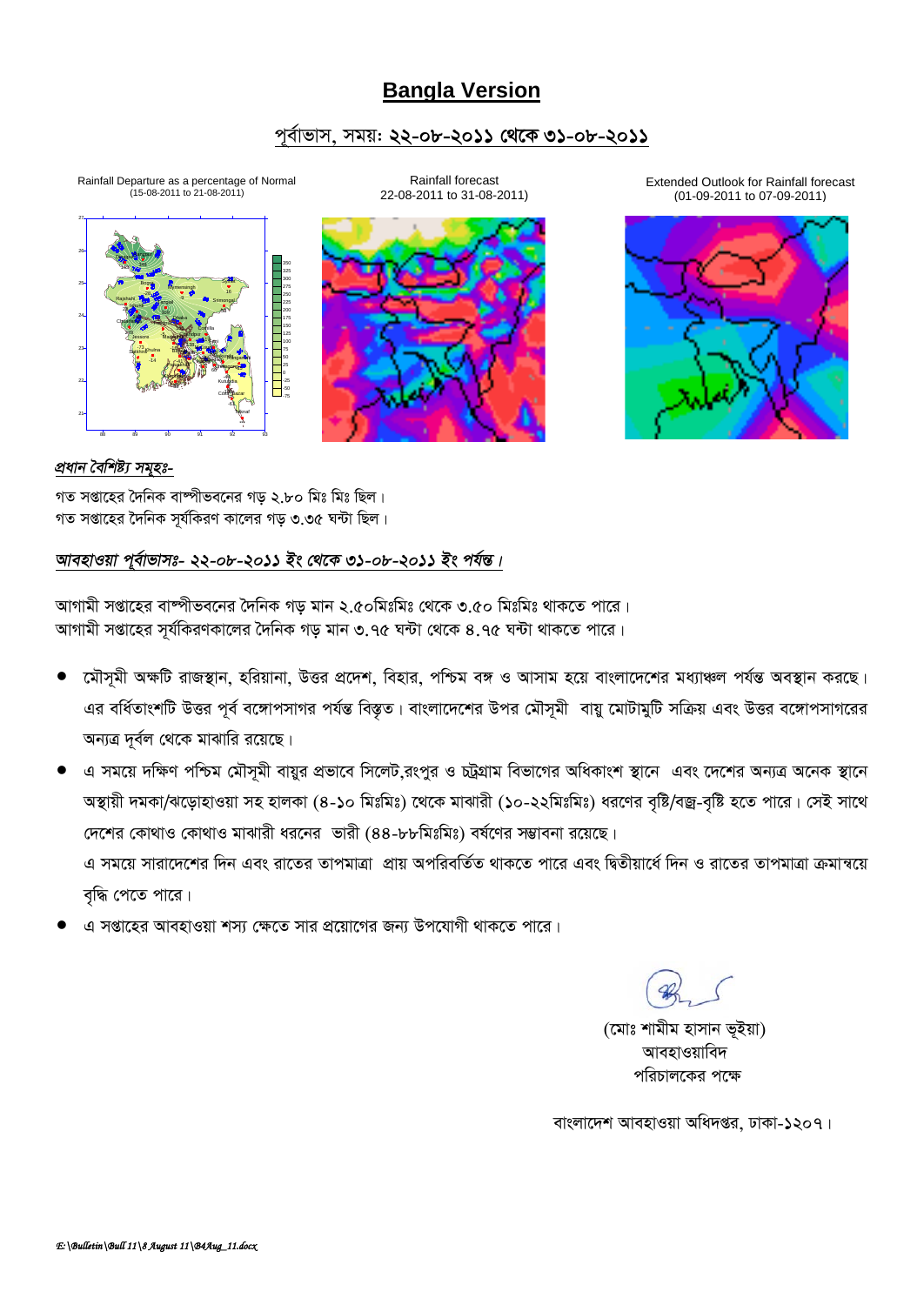# Bangla Version

## পূর্বাভাস, সময়: ২২-০৮-২০১১ থেকে ৩১-০৮-২০১১

Rainfall Departure as a percentage of Normal (15-08-2011 to 21-08-2011)

Rainfall forecast 22-08-2011 to 31-08-2011)

Extended Outlook for Rainfall forecast (01-09-2011 to 07-09-2011)

*প্রধান বৈশিষ্ট্য সমূহঃ-*

গত সপ্তাহের দৈনিক বাষ্পীভবনের গড় ২.৮০ মিঃ মিঃ ছিল।
গত সপ্তাহের দৈনিক সূর্যকিরণ কালের গড় ৩.৩৫ ঘন্টা ছিল।

*আবহাওয়া পূর্বাভাসঃ- ২২-০৮-২০১১ ইং থেকে ৩১-০৮-২০১১ ইং পর্যন্ত।*

আগামী সপ্তাহের বাষ্পীভবনের দৈনিক গড় মান ২.৫০মিঃমিঃ থেকে ৩.৫০ মিঃমিঃ থাকতে পারে।
আগামী সপ্তাহের সূর্যকিরণকালের দৈনিক গড় মান ৩.৭৫ ঘন্টা থেকে ৪.৭৫ ঘন্টা থাকতে পারে।

- মৌসূমী অক্ষটি রাজস্থান, হরিয়ানা, উত্তর প্রদেশ, বিহার, পশ্চিম বঙ্গ ও আসাম হয়ে বাংলাদেশের মধ্যাঞ্চল পর্যন্ত অবস্থান করছে। এর বর্ধিতাংশটি উত্তর পূর্ব বঙ্গোপসাগর পর্যন্ত বিস্তৃত। বাংলাদেশের উপর মৌসূমী বায়ু মোটামুটি সক্রিয় এবং উত্তর বঙ্গোপসাগরের অন্যত্র দূর্বল থেকে মাঝারি রয়েছে।
- এ সময়ে দক্ষিণ পশ্চিম মৌসূমী বায়ুর প্রভাবে সিলেট,রংপুর ও চট্রগ্রাম বিভাগের অধিকাংশ স্থানে এবং দেশের অন্যত্র অনেক স্থানে অস্থায়ী দমকা/ঝড়োহাওয়া সহ হালকা (৪-১০ মিঃমিঃ) থেকে মাঝারী (১০-২২মিঃমিঃ) ধরণের বৃষ্টি/বজ্র-বৃষ্টি হতে পারে। সেই সাথে দেশের কোথাও কোথাও মাঝারী ধরনের ভারী (৪৪-৮৮মিঃমিঃ) বর্ষণের সম্ভাবনা রয়েছে।
  এ সময়ে সারাদেশের দিন এবং রাতের তাপমাত্রা প্রায় অপরিবর্তিত থাকতে পারে এবং দ্বিতীয়ার্ধে দিন ও রাতের তাপমাত্রা ক্রমান্বয়ে বৃদ্ধি পেতে পারে।
- এ সপ্তাহের আবহাওয়া শস্য ক্ষেতে সার প্রয়োগের জন্য উপযোগী থাকতে পারে।

(মোঃ শামীম হাসান ভূইয়া)
আবহাওয়াবিদ
পরিচালকের পক্ষে

বাংলাদেশ আবহাওয়া অধিদপ্তর, ঢাকা-১২০৭।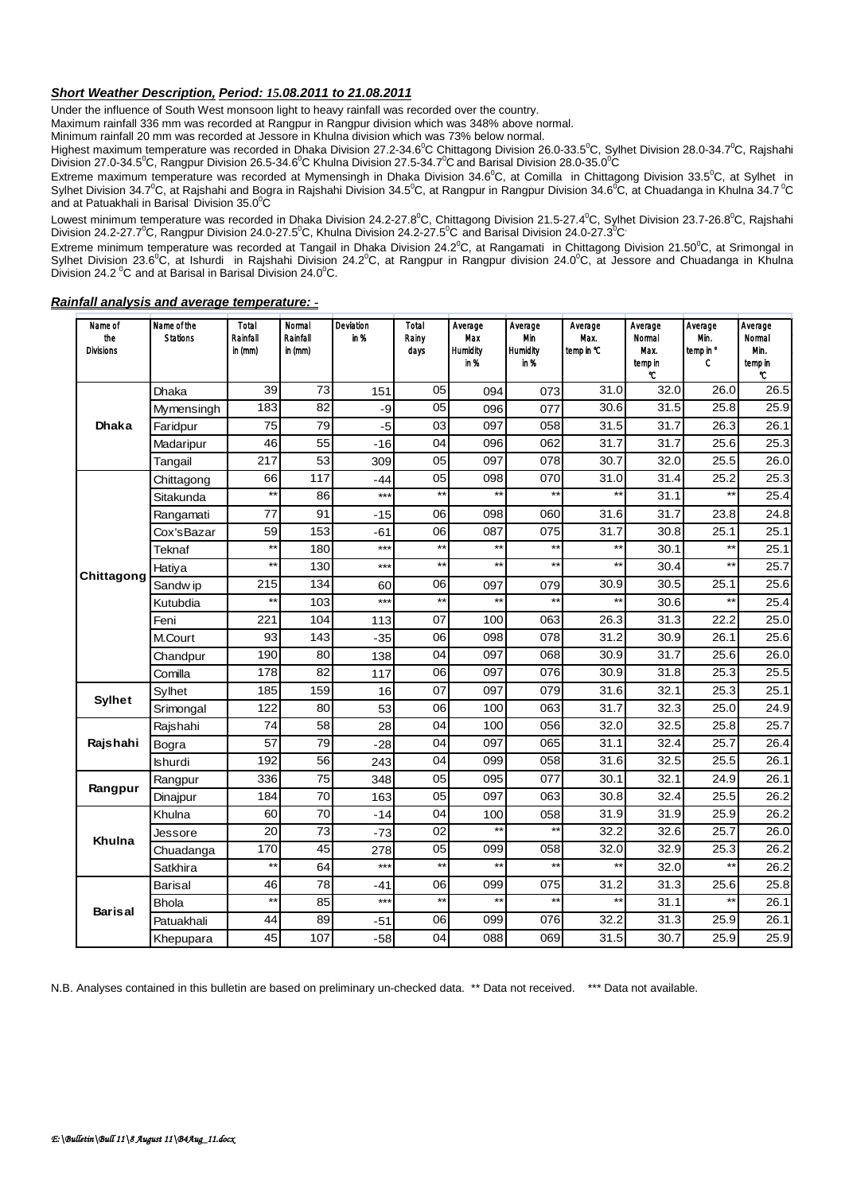***Short Weather Description, Period: 15.08.2011 to 21.08.2011***

Under the influence of South West monsoon light to heavy rainfall was recorded over the country.

Maximum rainfall 336 mm was recorded at Rangpur in Rangpur division which was 348% above normal.

Minimum rainfall 20 mm was recorded at Jessore in Khulna division which was 73% below normal.

Highest maximum temperature was recorded in Dhaka Division 27.2-34.6$^0$C Chittagong Division 26.0-33.5$^0$C, Sylhet Division 28.0-34.7$^0$C, Rajshahi Division 27.0-34.5$^0$C, Rangpur Division 26.5-34.6$^0$C Khulna Division 27.5-34.7$^0$C and Barisal Division 28.0-35.0$^0$C

Extreme maximum temperature was recorded at Mymensingh in Dhaka Division 34.6$^0$C, at Comilla in Chittagong Division 33.5$^0$C, at Sylhet in Sylhet Division 34.7$^0$C, at Rajshahi and Bogra in Rajshahi Division 34.5$^0$C, at Rangpur in Rangpur Division 34.6$^0$C, at Chuadanga in Khulna 34.7 $^0$C and at Patuakhali in Barisal Division 35.0$^0$C

Lowest minimum temperature was recorded in Dhaka Division 24.2-27.8$^0$C, Chittagong Division 21.5-27.4$^0$C, Sylhet Division 23.7-26.8$^0$C, Rajshahi Division 24.2-27.7$^0$C, Rangpur Division 24.0-27.5$^0$C, Khulna Division 24.2-27.5$^0$C and Barisal Division 24.0-27.3$^0$C.

Extreme minimum temperature was recorded at Tangail in Dhaka Division 24.2$^0$C, at Rangamati in Chittagong Division 21.50$^0$C, at Srimongal in Sylhet Division 23.6$^0$C, at Ishurdi in Rajshahi Division 24.2$^0$C, at Rangpur in Rangpur division 24.0$^0$C, at Jessore and Chuadanga in Khulna Division 24.2 $^0$C and at Barisal in Barisal Division 24.0$^0$C.

***Rainfall analysis and average temperature: -***

| Name of the Divisions | Name of the Stations | Total Rainfall in (mm) | Normal Rainfall in (mm) | Deviation in % | Total Rainy days | Average Max Humidity in % | Average Min Humidity in % | Average Max. temp in °C | Average Normal Max. temp in °C | Average Min. temp in °C | Average Normal Min. temp in °C |
|---|---|---|---|---|---|---|---|---|---|---|---|
| **Dhaka** | Dhaka | 39 | 73 | 151 | 05 | 094 | 073 | 31.0 | 32.0 | 26.0 | 26.5 |
| | Mymensingh | 183 | 82 | -9 | 05 | 096 | 077 | 30.6 | 31.5 | 25.8 | 25.9 |
| | Faridpur | 75 | 79 | -5 | 03 | 097 | 058 | 31.5 | 31.7 | 26.3 | 26.1 |
| | Madaripur | 46 | 55 | -16 | 04 | 096 | 062 | 31.7 | 31.7 | 25.6 | 25.3 |
| | Tangail | 217 | 53 | 309 | 05 | 097 | 078 | 30.7 | 32.0 | 25.5 | 26.0 |
| **Chittagong** | Chittagong | 66 | 117 | -44 | 05 | 098 | 070 | 31.0 | 31.4 | 25.2 | 25.3 |
| | Sitakunda | ** | 86 | *** | ** | ** | ** | ** | 31.1 | ** | 25.4 |
| | Rangamati | 77 | 91 | -15 | 06 | 098 | 060 | 31.6 | 31.7 | 23.8 | 24.8 |
| | Cox'sBazar | 59 | 153 | -61 | 06 | 087 | 075 | 31.7 | 30.8 | 25.1 | 25.1 |
| | Teknaf | ** | 180 | *** | ** | ** | ** | ** | 30.1 | ** | 25.1 |
| | Hatiya | ** | 130 | *** | ** | ** | ** | ** | 30.4 | ** | 25.7 |
| | Sandw ip | 215 | 134 | 60 | 06 | 097 | 079 | 30.9 | 30.5 | 25.1 | 25.6 |
| | Kutubdia | ** | 103 | *** | ** | ** | ** | ** | 30.6 | ** | 25.4 |
| | Feni | 221 | 104 | 113 | 07 | 100 | 063 | 26.3 | 31.3 | 22.2 | 25.0 |
| | M.Court | 93 | 143 | -35 | 06 | 098 | 078 | 31.2 | 30.9 | 26.1 | 25.6 |
| | Chandpur | 190 | 80 | 138 | 04 | 097 | 068 | 30.9 | 31.7 | 25.6 | 26.0 |
| | Comilla | 178 | 82 | 117 | 06 | 097 | 076 | 30.9 | 31.8 | 25.3 | 25.5 |
| **Sylhet** | Sylhet | 185 | 159 | 16 | 07 | 097 | 079 | 31.6 | 32.1 | 25.3 | 25.1 |
| | Srimongal | 122 | 80 | 53 | 06 | 100 | 063 | 31.7 | 32.3 | 25.0 | 24.9 |
| **Rajshahi** | Rajshahi | 74 | 58 | 28 | 04 | 100 | 056 | 32.0 | 32.5 | 25.8 | 25.7 |
| | Bogra | 57 | 79 | -28 | 04 | 097 | 065 | 31.1 | 32.4 | 25.7 | 26.4 |
| | Ishurdi | 192 | 56 | 243 | 04 | 099 | 058 | 31.6 | 32.5 | 25.5 | 26.1 |
| **Rangpur** | Rangpur | 336 | 75 | 348 | 05 | 095 | 077 | 30.1 | 32.1 | 24.9 | 26.1 |
| | Dinajpur | 184 | 70 | 163 | 05 | 097 | 063 | 30.8 | 32.4 | 25.5 | 26.2 |
| **Khulna** | Khulna | 60 | 70 | -14 | 04 | 100 | 058 | 31.9 | 31.9 | 25.9 | 26.2 |
| | Jessore | 20 | 73 | -73 | 02 | ** | ** | 32.2 | 32.6 | 25.7 | 26.0 |
| | Chuadanga | 170 | 45 | 278 | 05 | 099 | 058 | 32.0 | 32.9 | 25.3 | 26.2 |
| | Satkhira | ** | 64 | *** | ** | ** | ** | ** | 32.0 | ** | 26.2 |
| **Barisal** | Barisal | 46 | 78 | -41 | 06 | 099 | 075 | 31.2 | 31.3 | 25.6 | 25.8 |
| | Bhola | ** | 85 | *** | ** | ** | ** | ** | 31.1 | ** | 26.1 |
| | Patuakhali | 44 | 89 | -51 | 06 | 099 | 076 | 32.2 | 31.3 | 25.9 | 26.1 |
| | Khepupara | 45 | 107 | -58 | 04 | 088 | 069 | 31.5 | 30.7 | 25.9 | 25.9 |

N.B. Analyses contained in this bulletin are based on preliminary un-checked data. ** Data not received. *** Data not available.

*E:\Bulletin\Bull 11\8 August 11\B4Aug_11.docx*